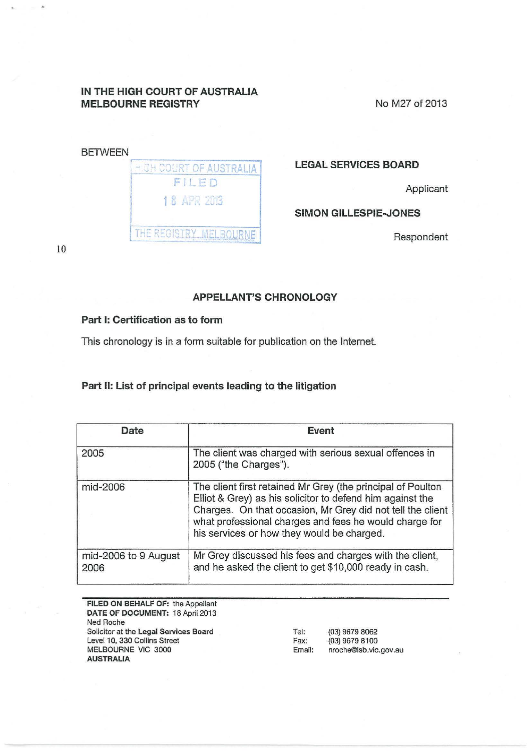**IN THE HIGH COURT OF AUSTRALIA**
**MELBOURNE REGISTRY**

No M27 of 2013

BETWEEN

HIGH COURT OF AUSTRALIA
FILED
18 APR 2013
THE REGISTRY MELBOURNE

**LEGAL SERVICES BOARD**

Applicant

**SIMON GILLESPIE-JONES**

Respondent

10

### APPELLANT'S CHRONOLOGY

**Part I: Certification as to form**

This chronology is in a form suitable for publication on the Internet.

**Part II: List of principal events leading to the litigation**

| Date | Event |
|---|---|
| 2005 | The client was charged with serious sexual offences in 2005 ("the Charges"). |
| mid-2006 | The client first retained Mr Grey (the principal of Poulton Elliot & Grey) as his solicitor to defend him against the Charges. On that occasion, Mr Grey did not tell the client what professional charges and fees he would charge for his services or how they would be charged. |
| mid-2006 to 9 August 2006 | Mr Grey discussed his fees and charges with the client, and he asked the client to get $10,000 ready in cash. |

**FILED ON BEHALF OF:** the Appellant
**DATE OF DOCUMENT:** 18 April 2013
Ned Roche
Solicitor at the **Legal Services Board**
Level 10, 330 Collins Street
MELBOURNE VIC 3000
**AUSTRALIA**

Tel: (03) 9679 8062
Fax: (03) 9679 8100
Email: nroche@lsb.vic.gov.au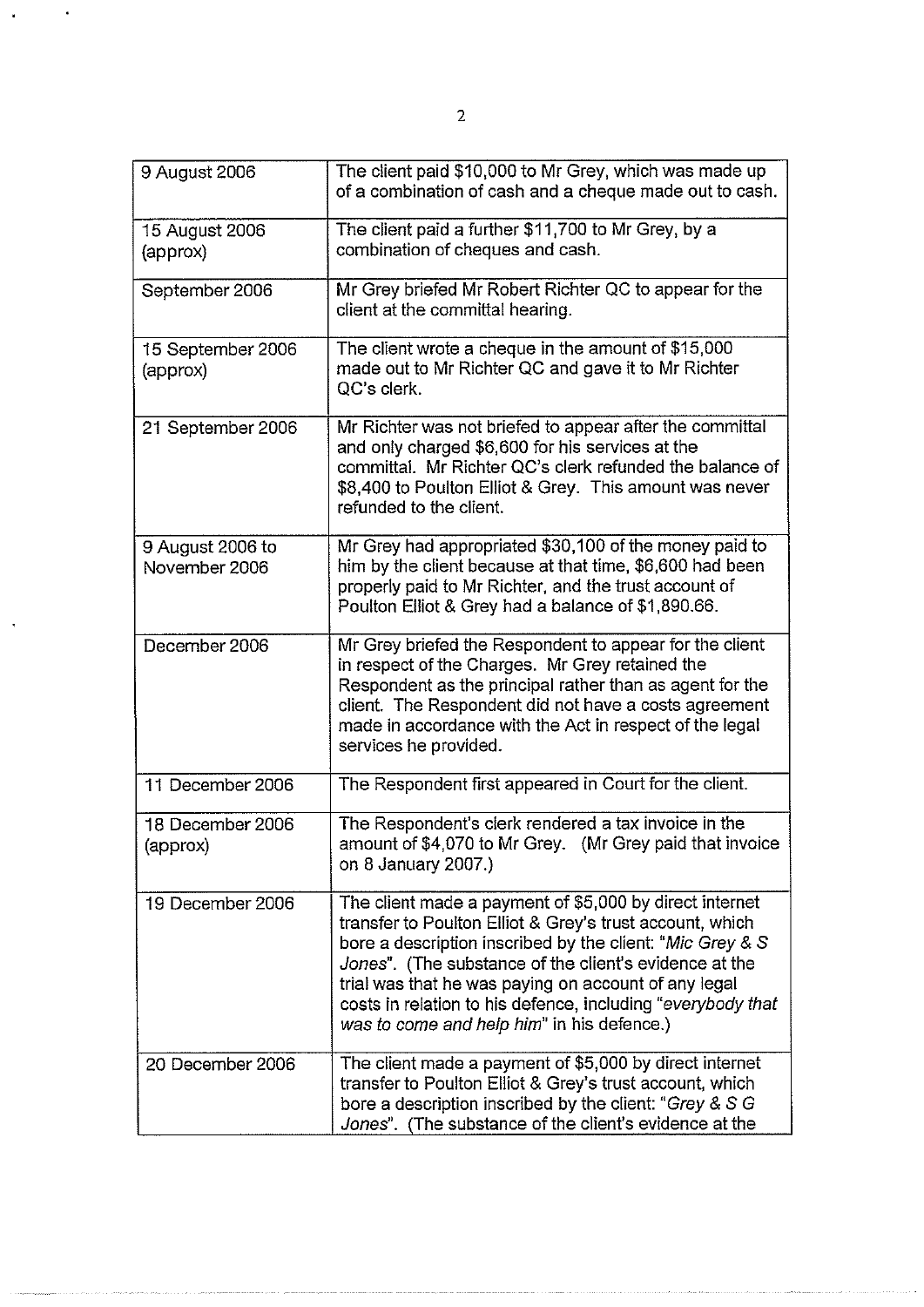| | |
|---|---|
| 9 August 2006 | The client paid $10,000 to Mr Grey, which was made up of a combination of cash and a cheque made out to cash. |
| 15 August 2006 (approx) | The client paid a further $11,700 to Mr Grey, by a combination of cheques and cash. |
| September 2006 | Mr Grey briefed Mr Robert Richter QC to appear for the client at the committal hearing. |
| 15 September 2006 (approx) | The client wrote a cheque in the amount of $15,000 made out to Mr Richter QC and gave it to Mr Richter QC's clerk. |
| 21 September 2006 | Mr Richter was not briefed to appear after the committal and only charged $6,600 for his services at the committal. Mr Richter QC's clerk refunded the balance of $8,400 to Poulton Elliot & Grey. This amount was never refunded to the client. |
| 9 August 2006 to November 2006 | Mr Grey had appropriated $30,100 of the money paid to him by the client because at that time, $6,600 had been properly paid to Mr Richter, and the trust account of Poulton Elliot & Grey had a balance of $1,890.66. |
| December 2006 | Mr Grey briefed the Respondent to appear for the client in respect of the Charges. Mr Grey retained the Respondent as the principal rather than as agent for the client. The Respondent did not have a costs agreement made in accordance with the Act in respect of the legal services he provided. |
| 11 December 2006 | The Respondent first appeared in Court for the client. |
| 18 December 2006 (approx) | The Respondent's clerk rendered a tax invoice in the amount of $4,070 to Mr Grey. (Mr Grey paid that invoice on 8 January 2007.) |
| 19 December 2006 | The client made a payment of $5,000 by direct internet transfer to Poulton Elliot & Grey's trust account, which bore a description inscribed by the client: "*Mic Grey & S Jones*". (The substance of the client's evidence at the trial was that he was paying on account of any legal costs in relation to his defence, including "*everybody that was to come and help him*" in his defence.) |
| 20 December 2006 | The client made a payment of $5,000 by direct internet transfer to Poulton Elliot & Grey's trust account, which bore a description inscribed by the client: "*Grey & S G Jones*". (The substance of the client's evidence at the |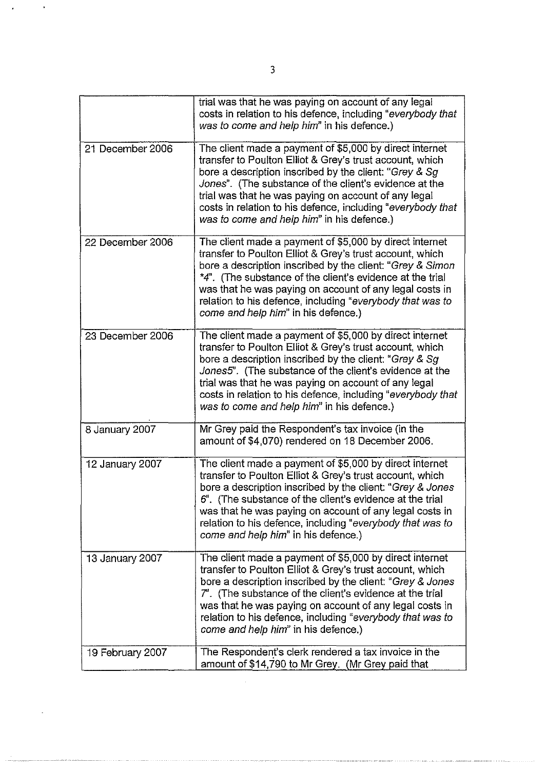| | |
|---|---|
| | trial was that he was paying on account of any legal costs in relation to his defence, including "*everybody that was to come and help him*" in his defence.) |
| 21 December 2006 | The client made a payment of $5,000 by direct internet transfer to Poulton Elliot & Grey's trust account, which bore a description inscribed by the client: "*Grey & Sg Jones*". (The substance of the client's evidence at the trial was that he was paying on account of any legal costs in relation to his defence, including "*everybody that was to come and help him*" in his defence.) |
| 22 December 2006 | The client made a payment of $5,000 by direct internet transfer to Poulton Elliot & Grey's trust account, which bore a description inscribed by the client: "*Grey & Simon *4*". (The substance of the client's evidence at the trial was that he was paying on account of any legal costs in relation to his defence, including "*everybody that was to come and help him*" in his defence.) |
| 23 December 2006 | The client made a payment of $5,000 by direct internet transfer to Poulton Elliot & Grey's trust account, which bore a description inscribed by the client: "*Grey & Sg Jones5*". (The substance of the client's evidence at the trial was that he was paying on account of any legal costs in relation to his defence, including "*everybody that was to come and help him*" in his defence.) |
| 8 January 2007 | Mr Grey paid the Respondent's tax invoice (in the amount of $4,070) rendered on 18 December 2006. |
| 12 January 2007 | The client made a payment of $5,000 by direct internet transfer to Poulton Elliot & Grey's trust account, which bore a description inscribed by the client: "*Grey & Jones 6*". (The substance of the client's evidence at the trial was that he was paying on account of any legal costs in relation to his defence, including "*everybody that was to come and help him*" in his defence.) |
| 13 January 2007 | The client made a payment of $5,000 by direct internet transfer to Poulton Elliot & Grey's trust account, which bore a description inscribed by the client: "*Grey & Jones 7*". (The substance of the client's evidence at the trial was that he was paying on account of any legal costs in relation to his defence, including "*everybody that was to come and help him*" in his defence.) |
| 19 February 2007 | The Respondent's clerk rendered a tax invoice in the amount of $14,790 to Mr Grey. (Mr Grey paid that |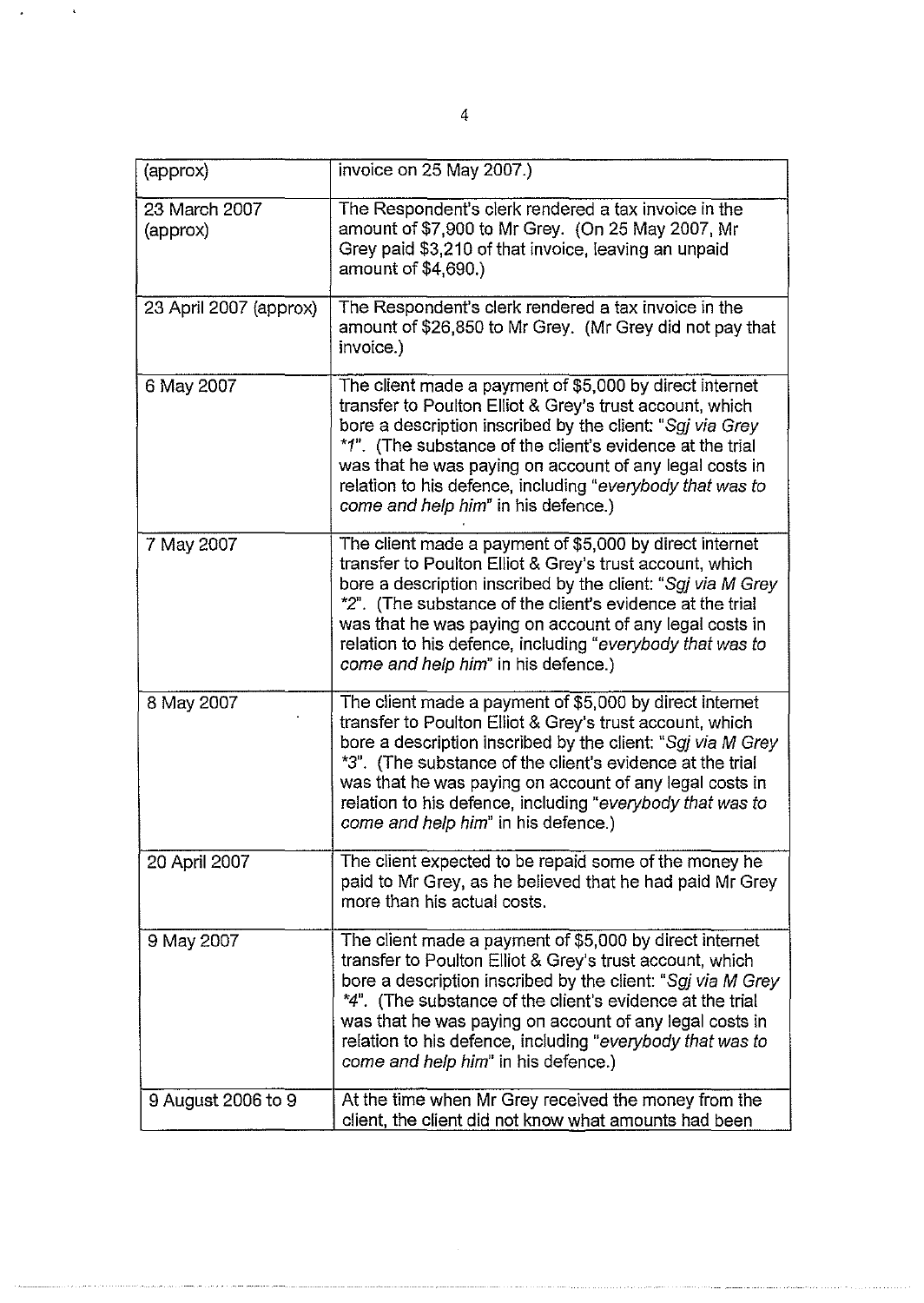| | |
|---|---|
| (approx) | invoice on 25 May 2007.) |
| 23 March 2007 (approx) | The Respondent's clerk rendered a tax invoice in the amount of $7,900 to Mr Grey. (On 25 May 2007, Mr Grey paid $3,210 of that invoice, leaving an unpaid amount of $4,690.) |
| 23 April 2007 (approx) | The Respondent's clerk rendered a tax invoice in the amount of $26,850 to Mr Grey. (Mr Grey did not pay that invoice.) |
| 6 May 2007 | The client made a payment of $5,000 by direct internet transfer to Poulton Elliot & Grey's trust account, which bore a description inscribed by the client: "*Sgj via Grey \*1*". (The substance of the client's evidence at the trial was that he was paying on account of any legal costs in relation to his defence, including "*everybody that was to come and help him*" in his defence.) |
| 7 May 2007 | The client made a payment of $5,000 by direct internet transfer to Poulton Elliot & Grey's trust account, which bore a description inscribed by the client: "*Sgj via M Grey \*2*". (The substance of the client's evidence at the trial was that he was paying on account of any legal costs in relation to his defence, including "*everybody that was to come and help him*" in his defence.) |
| 8 May 2007 | The client made a payment of $5,000 by direct internet transfer to Poulton Elliot & Grey's trust account, which bore a description inscribed by the client: "*Sgj via M Grey \*3*". (The substance of the client's evidence at the trial was that he was paying on account of any legal costs in relation to his defence, including "*everybody that was to come and help him*" in his defence.) |
| 20 April 2007 | The client expected to be repaid some of the money he paid to Mr Grey, as he believed that he had paid Mr Grey more than his actual costs. |
| 9 May 2007 | The client made a payment of $5,000 by direct internet transfer to Poulton Elliot & Grey's trust account, which bore a description inscribed by the client: "*Sgj via M Grey \*4*". (The substance of the client's evidence at the trial was that he was paying on account of any legal costs in relation to his defence, including "*everybody that was to come and help him*" in his defence.) |
| 9 August 2006 to 9 | At the time when Mr Grey received the money from the client, the client did not know what amounts had been |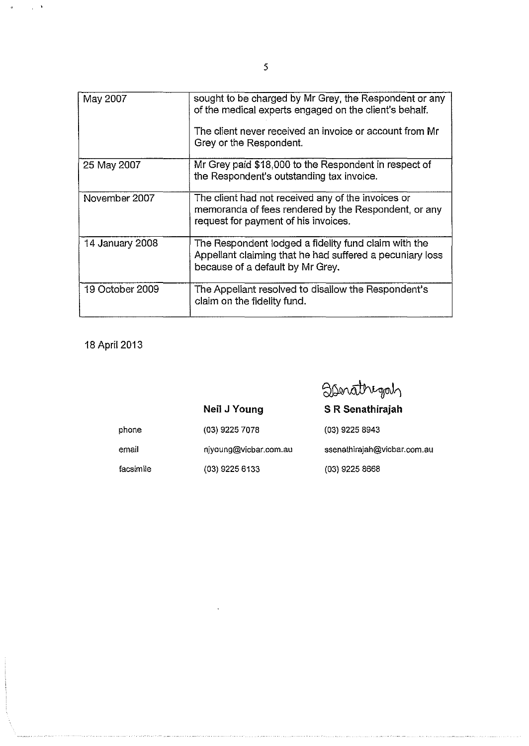| | |
|---|---|
| May 2007 | sought to be charged by Mr Grey, the Respondent or any of the medical experts engaged on the client's behalf.<br><br>The client never received an invoice or account from Mr Grey or the Respondent. |
| 25 May 2007 | Mr Grey paid $18,000 to the Respondent in respect of the Respondent's outstanding tax invoice. |
| November 2007 | The client had not received any of the invoices or memoranda of fees rendered by the Respondent, or any request for payment of his invoices. |
| 14 January 2008 | The Respondent lodged a fidelity fund claim with the Appellant claiming that he had suffered a pecuniary loss because of a default by Mr Grey. |
| 19 October 2009 | The Appellant resolved to disallow the Respondent's claim on the fidelity fund. |

18 April 2013

| | **Neil J Young** | **S R Senathirajah** |
|---|---|---|
| phone | (03) 9225 7078 | (03) 9225 8943 |
| email | njyoung@vicbar.com.au | ssenathirajah@vicbar.com.au |
| facsimile | (03) 9225 6133 | (03) 9225 8668 |